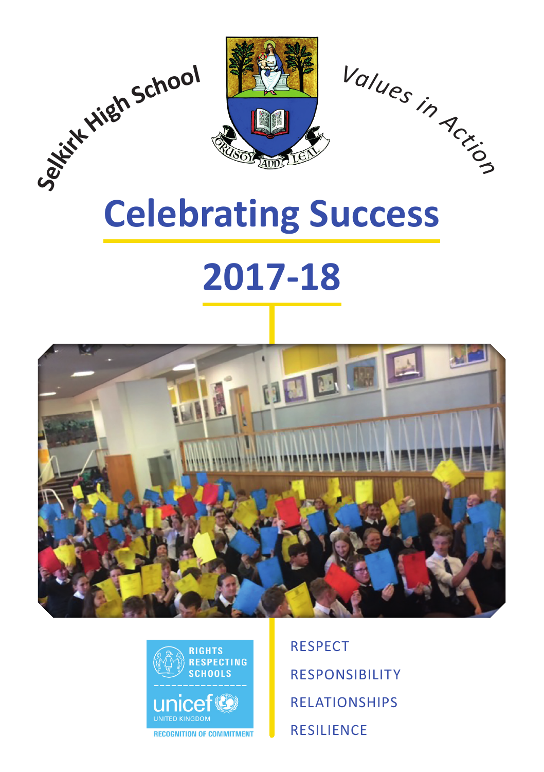Selkirk High School

*Values in Action*

# Celebrating Success

# 2017-18

RIGHTS RESPECTING SCHOOLS

unicef UNITED KINGDOM

RECOGNITION OF COMMITMENT

RESPECT

RESPONSIBILITY

RELATIONSHIPS

RESILIENCE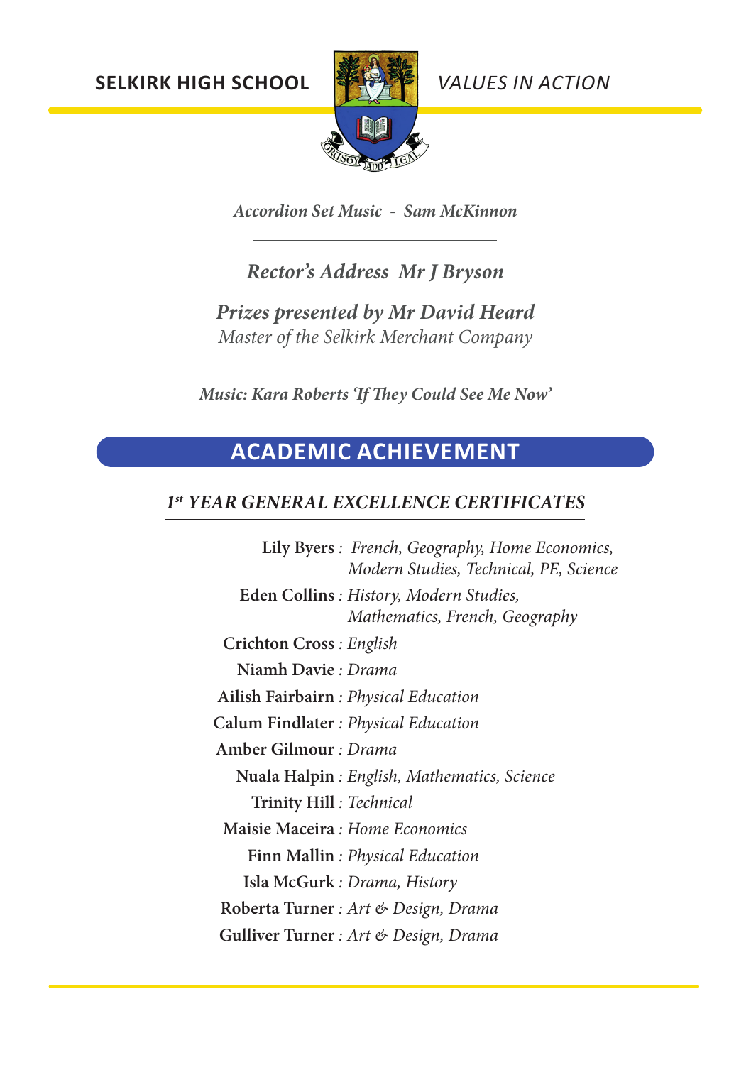SELKIRK HIGH SCHOOL — VALUES IN ACTION

*Accordion Set Music - Sam McKinnon*

---

***Rector's Address Mr J Bryson***

***Prizes presented by Mr David Heard***
*Master of the Selkirk Merchant Company*

---

*Music: Kara Roberts 'If They Could See Me Now'*

## ACADEMIC ACHIEVEMENT

### *1st YEAR GENERAL EXCELLENCE CERTIFICATES*

**Lily Byers** : *French, Geography, Home Economics, Modern Studies, Technical, PE, Science*

**Eden Collins** : *History, Modern Studies, Mathematics, French, Geography*

**Crichton Cross** : *English*

**Niamh Davie** : *Drama*

**Ailish Fairbairn** : *Physical Education*

**Calum Findlater** : *Physical Education*

**Amber Gilmour** : *Drama*

**Nuala Halpin** : *English, Mathematics, Science*

**Trinity Hill** : *Technical*

**Maisie Maceira** : *Home Economics*

**Finn Mallin** : *Physical Education*

**Isla McGurk** : *Drama, History*

**Roberta Turner** : *Art & Design, Drama*

**Gulliver Turner** : *Art & Design, Drama*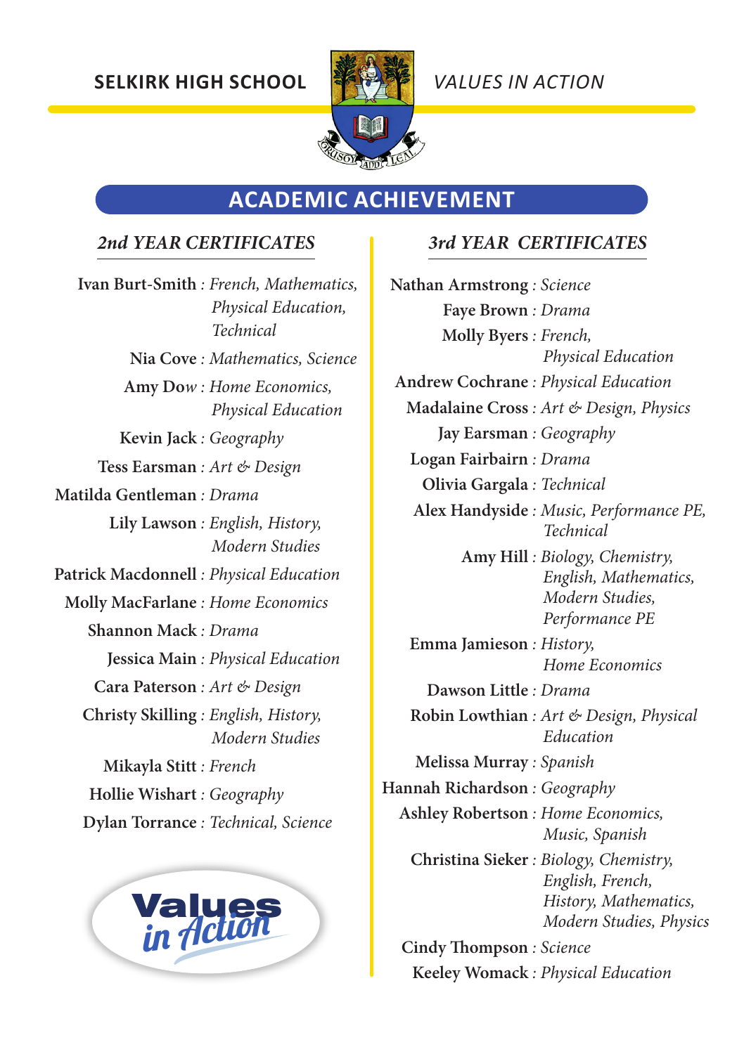SELKIRK HIGH SCHOOL

*VALUES IN ACTION*

## ACADEMIC ACHIEVEMENT

### *2nd YEAR CERTIFICATES*

**Ivan Burt-Smith** : *French, Mathematics, Physical Education, Technical*

**Nia Cove** : *Mathematics, Science*

**Amy Dow** : *Home Economics, Physical Education*

**Kevin Jack** : *Geography*

**Tess Earsman** : *Art & Design*

**Matilda Gentleman** : *Drama*

**Lily Lawson** : *English, History, Modern Studies*

**Patrick Macdonnell** : *Physical Education*

**Molly MacFarlane** : *Home Economics*

**Shannon Mack** : *Drama*

**Jessica Main** : *Physical Education*

**Cara Paterson** : *Art & Design*

**Christy Skilling** : *English, History, Modern Studies*

**Mikayla Stitt** : *French*

**Hollie Wishart** : *Geography*

**Dylan Torrance** : *Technical, Science*

### *3rd YEAR CERTIFICATES*

**Nathan Armstrong** : *Science*

**Faye Brown** : *Drama*

**Molly Byers** : *French, Physical Education*

**Andrew Cochrane** : *Physical Education*

**Madalaine Cross** : *Art & Design, Physics*

**Jay Earsman** : *Geography*

**Logan Fairbairn** : *Drama*

**Olivia Gargala** : *Technical*

**Alex Handyside** : *Music, Performance PE, Technical*

**Amy Hill** : *Biology, Chemistry, English, Mathematics, Modern Studies, Performance PE*

**Emma Jamieson** : *History, Home Economics*

**Dawson Little** : *Drama*

**Robin Lowthian** : *Art & Design, Physical Education*

**Melissa Murray** : *Spanish*

**Hannah Richardson** : *Geography*

**Ashley Robertson** : *Home Economics, Music, Spanish*

**Christina Sieker** : *Biology, Chemistry, English, French, History, Mathematics, Modern Studies, Physics*

**Cindy Thompson** : *Science*

**Keeley Womack** : *Physical Education*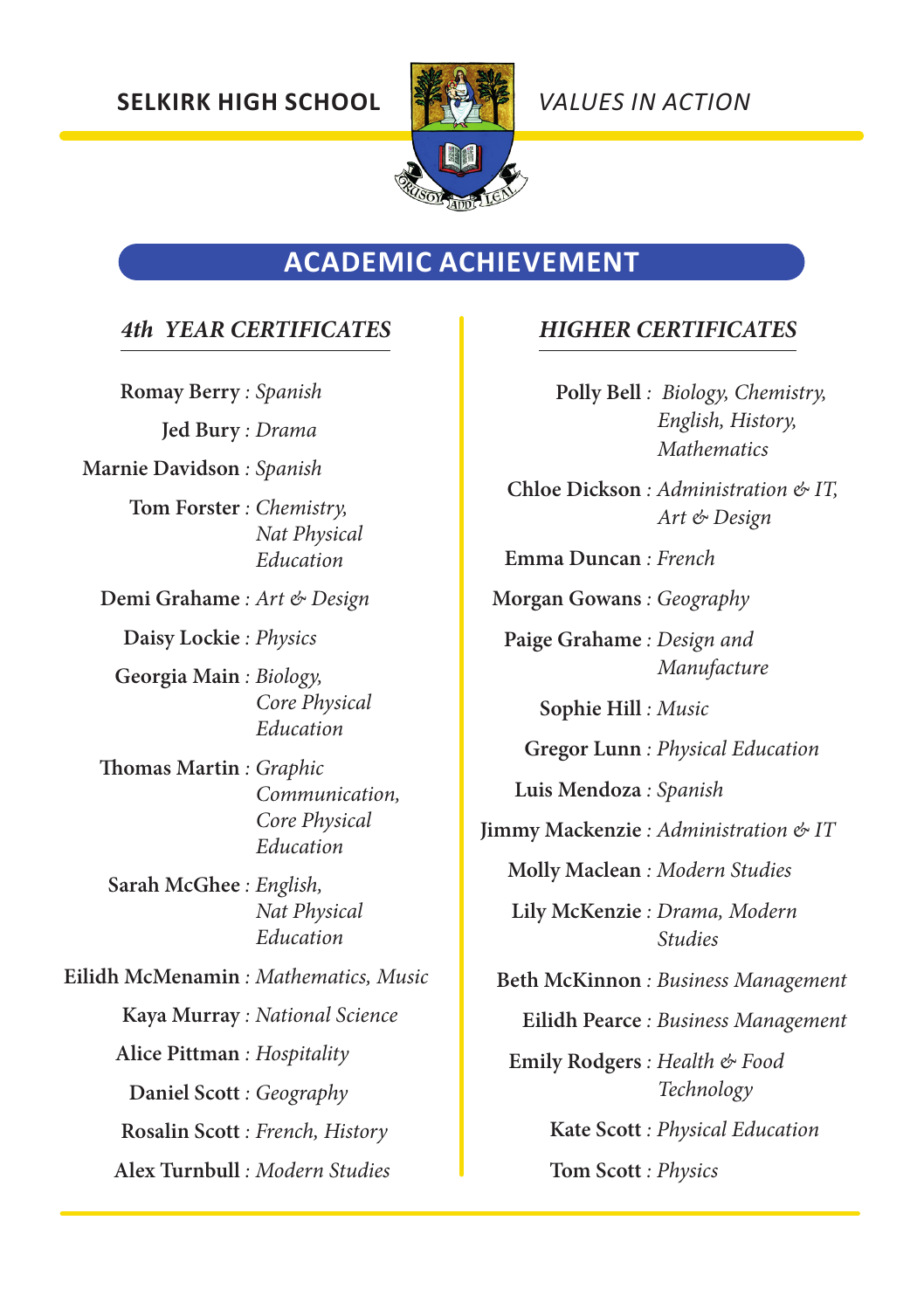SELKIRK HIGH SCHOOL — *VALUES IN ACTION*

# ACADEMIC ACHIEVEMENT

## *4th YEAR CERTIFICATES*

**Romay Berry** : *Spanish*

**Jed Bury** : *Drama*

**Marnie Davidson** : *Spanish*

**Tom Forster** : *Chemistry, Nat Physical Education*

**Demi Grahame** : *Art & Design*

**Daisy Lockie** : *Physics*

**Georgia Main** : *Biology, Core Physical Education*

**Thomas Martin** : *Graphic Communication, Core Physical Education*

**Sarah McGhee** : *English, Nat Physical Education*

**Eilidh McMenamin** : *Mathematics, Music*

**Kaya Murray** : *National Science*

**Alice Pittman** : *Hospitality*

**Daniel Scott** : *Geography*

**Rosalin Scott** : *French, History*

**Alex Turnbull** : *Modern Studies*

## *HIGHER CERTIFICATES*

**Polly Bell** : *Biology, Chemistry, English, History, Mathematics*

**Chloe Dickson** : *Administration & IT, Art & Design*

**Emma Duncan** : *French*

**Morgan Gowans** : *Geography*

**Paige Grahame** : *Design and Manufacture*

**Sophie Hill** : *Music*

**Gregor Lunn** : *Physical Education*

**Luis Mendoza** : *Spanish*

**Jimmy Mackenzie** : *Administration & IT*

**Molly Maclean** : *Modern Studies*

**Lily McKenzie** : *Drama, Modern Studies*

**Beth McKinnon** : *Business Management*

**Eilidh Pearce** : *Business Management*

**Emily Rodgers** : *Health & Food Technology*

**Kate Scott** : *Physical Education*

**Tom Scott** : *Physics*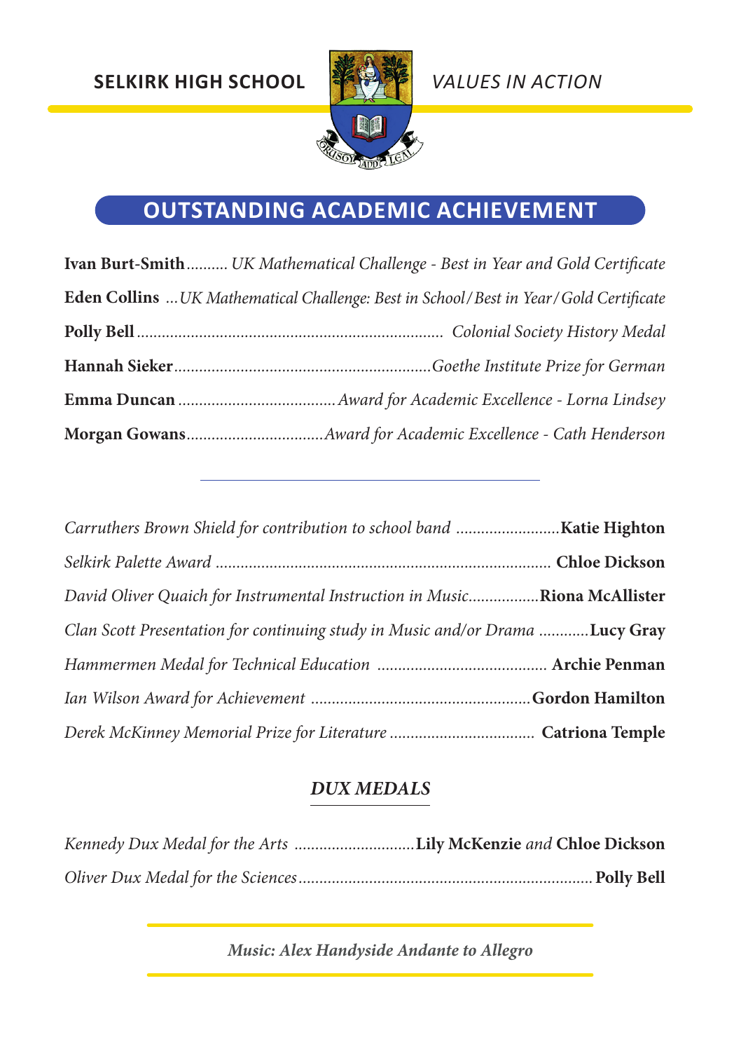SELKIRK HIGH SCHOOL *VALUES IN ACTION*

## OUTSTANDING ACADEMIC ACHIEVEMENT

**Ivan Burt-Smith** .......... *UK Mathematical Challenge - Best in Year and Gold Certificate*

**Eden Collins** ...*UK Mathematical Challenge: Best in School/Best in Year/Gold Certificate*

**Polly Bell** .......... *Colonial Society History Medal*

**Hannah Sieker** .......... *Goethe Institute Prize for German*

**Emma Duncan** .......... *Award for Academic Excellence - Lorna Lindsey*

**Morgan Gowans** .......... *Award for Academic Excellence - Cath Henderson*

---

*Carruthers Brown Shield for contribution to school band* .......... **Katie Highton**

*Selkirk Palette Award* .......... **Chloe Dickson**

*David Oliver Quaich for Instrumental Instruction in Music* .......... **Riona McAllister**

*Clan Scott Presentation for continuing study in Music and/or Drama* .......... **Lucy Gray**

*Hammermen Medal for Technical Education* .......... **Archie Penman**

*Ian Wilson Award for Achievement* .......... **Gordon Hamilton**

*Derek McKinney Memorial Prize for Literature* .......... **Catriona Temple**

### *DUX MEDALS*

*Kennedy Dux Medal for the Arts* .......... **Lily McKenzie** *and* **Chloe Dickson**

*Oliver Dux Medal for the Sciences* .......... **Polly Bell**

***Music: Alex Handyside Andante to Allegro***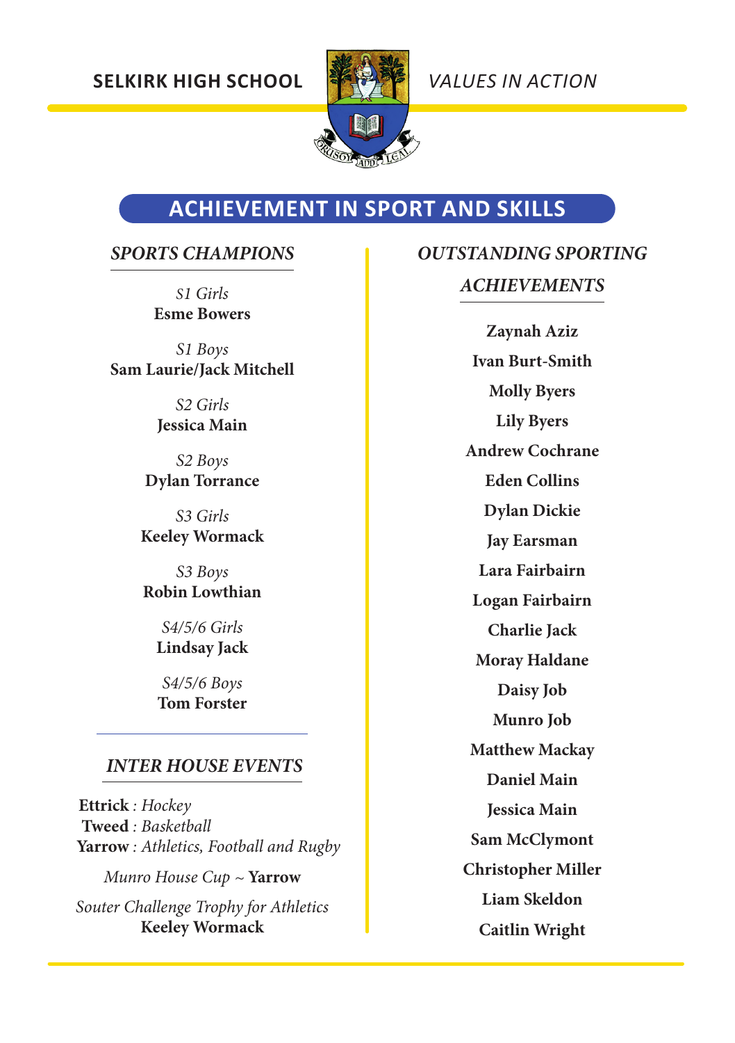SELKIRK HIGH SCHOOL — *VALUES IN ACTION*

# ACHIEVEMENT IN SPORT AND SKILLS

## *SPORTS CHAMPIONS*

*S1 Girls*
**Esme Bowers**

*S1 Boys*
**Sam Laurie/Jack Mitchell**

*S2 Girls*
**Jessica Main**

*S2 Boys*
**Dylan Torrance**

*S3 Girls*
**Keeley Wormack**

*S3 Boys*
**Robin Lowthian**

*S4/5/6 Girls*
**Lindsay Jack**

*S4/5/6 Boys*
**Tom Forster**

## *INTER HOUSE EVENTS*

**Ettrick** : *Hockey*
**Tweed** : *Basketball*
**Yarrow** : *Athletics, Football and Rugby*

*Munro House Cup* ~ **Yarrow**

*Souter Challenge Trophy for Athletics*
**Keeley Wormack**

## *OUTSTANDING SPORTING ACHIEVEMENTS*

**Zaynah Aziz**
**Ivan Burt-Smith**
**Molly Byers**
**Lily Byers**
**Andrew Cochrane**
**Eden Collins**
**Dylan Dickie**
**Jay Earsman**
**Lara Fairbairn**
**Logan Fairbairn**
**Charlie Jack**
**Moray Haldane**
**Daisy Job**
**Munro Job**
**Matthew Mackay**
**Daniel Main**
**Jessica Main**
**Sam McClymont**
**Christopher Miller**
**Liam Skeldon**
**Caitlin Wright**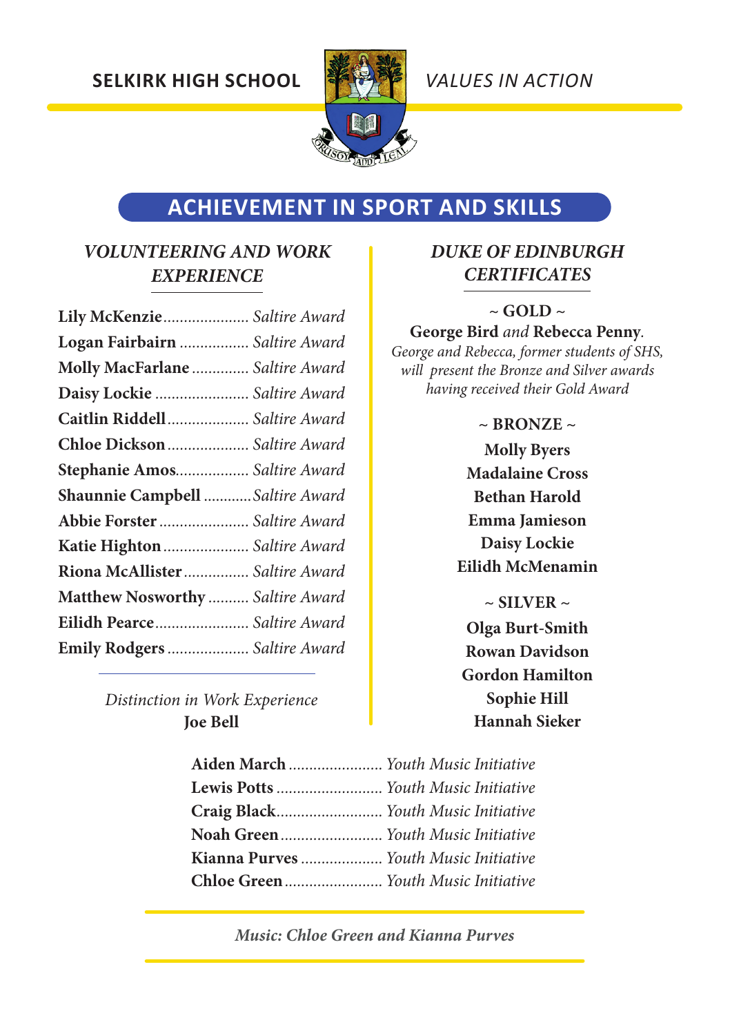SELKIRK HIGH SCHOOL — *VALUES IN ACTION*

# ACHIEVEMENT IN SPORT AND SKILLS

## *VOLUNTEERING AND WORK EXPERIENCE*

**Lily McKenzie** ..................... *Saltire Award*
**Logan Fairbairn** ................. *Saltire Award*
**Molly MacFarlane** .............. *Saltire Award*
**Daisy Lockie** ....................... *Saltire Award*
**Caitlin Riddell** .................... *Saltire Award*
**Chloe Dickson** .................... *Saltire Award*
**Stephanie Amos** .................. *Saltire Award*
**Shaunnie Campbell** ............ *Saltire Award*
**Abbie Forster** ...................... *Saltire Award*
**Katie Highton** ..................... *Saltire Award*
**Riona McAllister** ................ *Saltire Award*
**Matthew Nosworthy** .......... *Saltire Award*
**Eilidh Pearce** ....................... *Saltire Award*
**Emily Rodgers** .................... *Saltire Award*

*Distinction in Work Experience*
**Joe Bell**

## *DUKE OF EDINBURGH CERTIFICATES*

**~ GOLD ~**

**George Bird** *and* **Rebecca Penny**.
*George and Rebecca, former students of SHS, will present the Bronze and Silver awards having received their Gold Award*

**~ BRONZE ~**

**Molly Byers**
**Madalaine Cross**
**Bethan Harold**
**Emma Jamieson**
**Daisy Lockie**
**Eilidh McMenamin**

**~ SILVER ~**

**Olga Burt-Smith**
**Rowan Davidson**
**Gordon Hamilton**
**Sophie Hill**
**Hannah Sieker**

**Aiden March** ....................... *Youth Music Initiative*
**Lewis Potts** .......................... *Youth Music Initiative*
**Craig Black** .......................... *Youth Music Initiative*
**Noah Green** ......................... *Youth Music Initiative*
**Kianna Purves** .................... *Youth Music Initiative*
**Chloe Green** ........................ *Youth Music Initiative*

*Music: Chloe Green and Kianna Purves*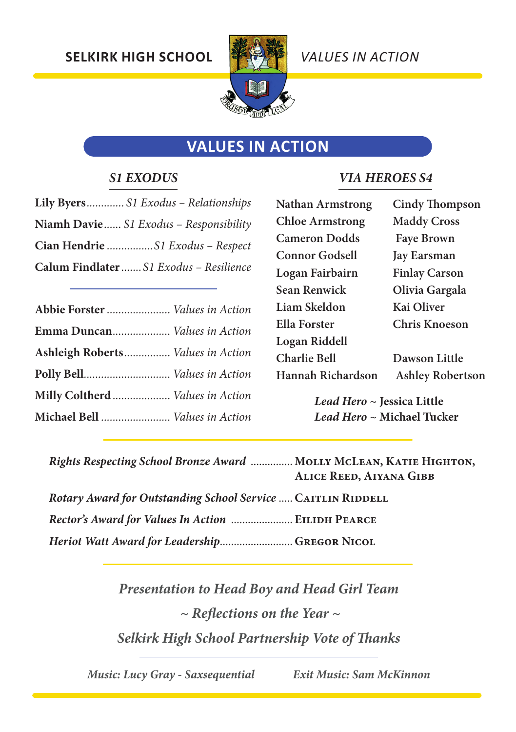**SELKIRK HIGH SCHOOL** *VALUES IN ACTION*

# VALUES IN ACTION

## *S1 EXODUS*

**Lily Byers**............. *S1 Exodus – Relationships*

**Niamh Davie**...... *S1 Exodus – Responsibility*

**Cian Hendrie** ................*S1 Exodus – Respect*

**Calum Findlater**.......*S1 Exodus – Resilience*

**Abbie Forster** ...................... *Values in Action*

**Emma Duncan**.................... *Values in Action*

**Ashleigh Roberts**................ *Values in Action*

**Polly Bell**.............................. *Values in Action*

**Milly Coltherd** .................... *Values in Action*

**Michael Bell** ........................ *Values in Action*

## *VIA HEROES S4*

| | |
|---|---|
| Nathan Armstrong | Cindy Thompson |
| Chloe Armstrong | Maddy Cross |
| Cameron Dodds | Faye Brown |
| Connor Godsell | Jay Earsman |
| Logan Fairbairn | Finlay Carson |
| Sean Renwick | Olivia Gargala |
| Liam Skeldon | Kai Oliver |
| Ella Forster | Chris Knoeson |
| Logan Riddell | |
| Charlie Bell | Dawson Little |
| Hannah Richardson | Ashley Robertson |

*Lead Hero* ~ **Jessica Little**
*Lead Hero* ~ **Michael Tucker**

*Rights Respecting School Bronze Award* ............... **Molly McLean, Katie Highton, Alice Reed, Aiyana Gibb**

*Rotary Award for Outstanding School Service* ..... **Caitlin Riddell**

*Rector's Award for Values In Action* ...................... **Eilidh Pearce**

*Heriot Watt Award for Leadership*.......................... **Gregor Nicol**

*Presentation to Head Boy and Head Girl Team*

*~ Reflections on the Year ~*

*Selkirk High School Partnership Vote of Thanks*

*Music: Lucy Gray - Saxsequential* *Exit Music: Sam McKinnon*